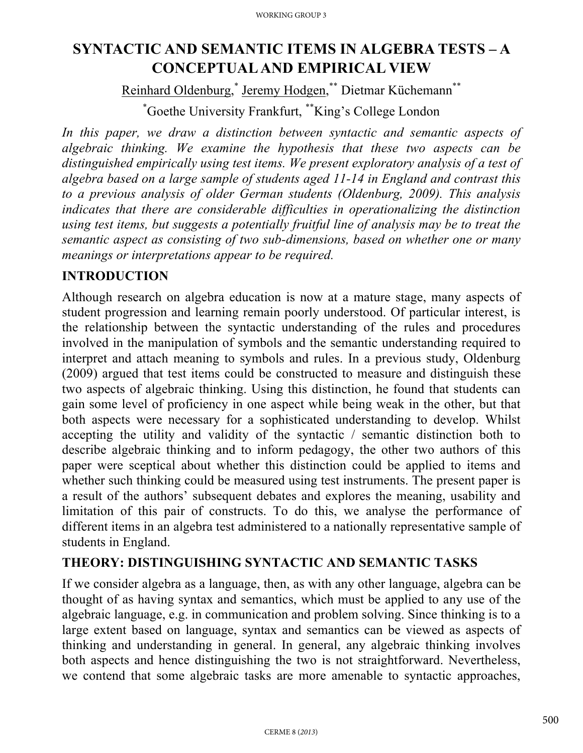# SYNTACTIC AND SEMANTIC ITEMS IN ALGEBRA TESTS – A CONCEPTUAL AND EMPIRICAL VIEW

Reinhard Oldenburg,[*] Jeremy Hodgen,[**] Dietmar Küchemann[**]

[*]Goethe University Frankfurt, [**]King's College London

*In this paper, we draw a distinction between syntactic and semantic aspects of algebraic thinking. We examine the hypothesis that these two aspects can be distinguished empirically using test items. We present exploratory analysis of a test of algebra based on a large sample of students aged 11-14 in England and contrast this to a previous analysis of older German students (Oldenburg, 2009). This analysis indicates that there are considerable difficulties in operationalizing the distinction using test items, but suggests a potentially fruitful line of analysis may be to treat the semantic aspect as consisting of two sub-dimensions, based on whether one or many meanings or interpretations appear to be required.*

## INTRODUCTION

Although research on algebra education is now at a mature stage, many aspects of student progression and learning remain poorly understood. Of particular interest, is the relationship between the syntactic understanding of the rules and procedures involved in the manipulation of symbols and the semantic understanding required to interpret and attach meaning to symbols and rules. In a previous study, Oldenburg (2009) argued that test items could be constructed to measure and distinguish these two aspects of algebraic thinking. Using this distinction, he found that students can gain some level of proficiency in one aspect while being weak in the other, but that both aspects were necessary for a sophisticated understanding to develop. Whilst accepting the utility and validity of the syntactic / semantic distinction both to describe algebraic thinking and to inform pedagogy, the other two authors of this paper were sceptical about whether this distinction could be applied to items and whether such thinking could be measured using test instruments. The present paper is a result of the authors' subsequent debates and explores the meaning, usability and limitation of this pair of constructs. To do this, we analyse the performance of different items in an algebra test administered to a nationally representative sample of students in England.

## THEORY: DISTINGUISHING SYNTACTIC AND SEMANTIC TASKS

If we consider algebra as a language, then, as with any other language, algebra can be thought of as having syntax and semantics, which must be applied to any use of the algebraic language, e.g. in communication and problem solving. Since thinking is to a large extent based on language, syntax and semantics can be viewed as aspects of thinking and understanding in general. In general, any algebraic thinking involves both aspects and hence distinguishing the two is not straightforward. Nevertheless, we contend that some algebraic tasks are more amenable to syntactic approaches,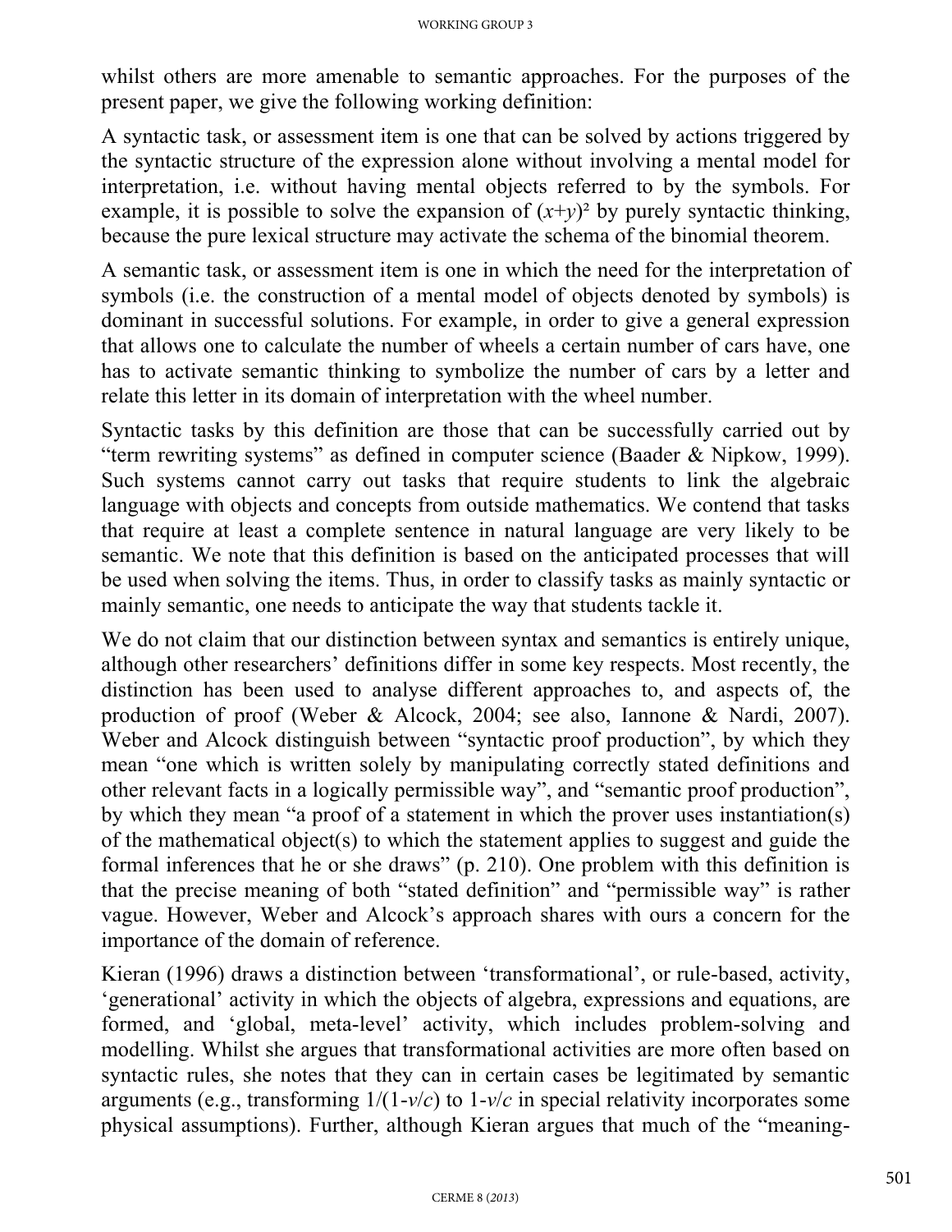whilst others are more amenable to semantic approaches. For the purposes of the present paper, we give the following working definition:

A syntactic task, or assessment item is one that can be solved by actions triggered by the syntactic structure of the expression alone without involving a mental model for interpretation, i.e. without having mental objects referred to by the symbols. For example, it is possible to solve the expansion of $(x+y)^2$ by purely syntactic thinking, because the pure lexical structure may activate the schema of the binomial theorem.

A semantic task, or assessment item is one in which the need for the interpretation of symbols (i.e. the construction of a mental model of objects denoted by symbols) is dominant in successful solutions. For example, in order to give a general expression that allows one to calculate the number of wheels a certain number of cars have, one has to activate semantic thinking to symbolize the number of cars by a letter and relate this letter in its domain of interpretation with the wheel number.

Syntactic tasks by this definition are those that can be successfully carried out by "term rewriting systems" as defined in computer science (Baader & Nipkow, 1999). Such systems cannot carry out tasks that require students to link the algebraic language with objects and concepts from outside mathematics. We contend that tasks that require at least a complete sentence in natural language are very likely to be semantic. We note that this definition is based on the anticipated processes that will be used when solving the items. Thus, in order to classify tasks as mainly syntactic or mainly semantic, one needs to anticipate the way that students tackle it.

We do not claim that our distinction between syntax and semantics is entirely unique, although other researchers' definitions differ in some key respects. Most recently, the distinction has been used to analyse different approaches to, and aspects of, the production of proof (Weber & Alcock, 2004; see also, Iannone & Nardi, 2007). Weber and Alcock distinguish between "syntactic proof production", by which they mean "one which is written solely by manipulating correctly stated definitions and other relevant facts in a logically permissible way", and "semantic proof production", by which they mean "a proof of a statement in which the prover uses instantiation(s) of the mathematical object(s) to which the statement applies to suggest and guide the formal inferences that he or she draws" (p. 210). One problem with this definition is that the precise meaning of both "stated definition" and "permissible way" is rather vague. However, Weber and Alcock's approach shares with ours a concern for the importance of the domain of reference.

Kieran (1996) draws a distinction between 'transformational', or rule-based, activity, 'generational' activity in which the objects of algebra, expressions and equations, are formed, and 'global, meta-level' activity, which includes problem-solving and modelling. Whilst she argues that transformational activities are more often based on syntactic rules, she notes that they can in certain cases be legitimated by semantic arguments (e.g., transforming $1/(1-v/c)$ to $1-v/c$ in special relativity incorporates some physical assumptions). Further, although Kieran argues that much of the "meaning-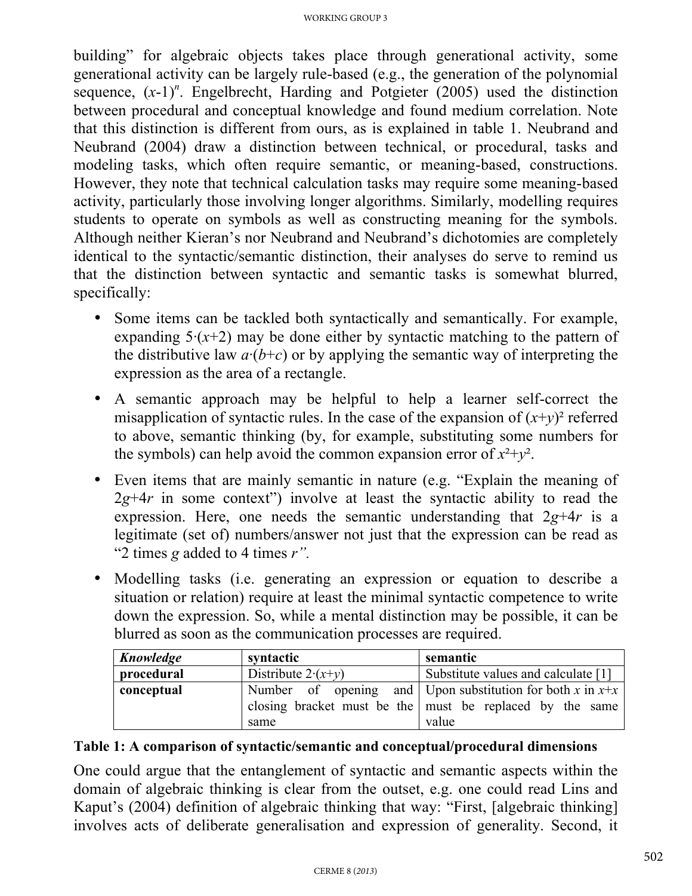building" for algebraic objects takes place through generational activity, some generational activity can be largely rule-based (e.g., the generation of the polynomial sequence, $(x\text{-}1)^n$. Engelbrecht, Harding and Potgieter (2005) used the distinction between procedural and conceptual knowledge and found medium correlation. Note that this distinction is different from ours, as is explained in table 1. Neubrand and Neubrand (2004) draw a distinction between technical, or procedural, tasks and modeling tasks, which often require semantic, or meaning-based, constructions. However, they note that technical calculation tasks may require some meaning-based activity, particularly those involving longer algorithms. Similarly, modelling requires students to operate on symbols as well as constructing meaning for the symbols. Although neither Kieran's nor Neubrand and Neubrand's dichotomies are completely identical to the syntactic/semantic distinction, their analyses do serve to remind us that the distinction between syntactic and semantic tasks is somewhat blurred, specifically:

- Some items can be tackled both syntactically and semantically. For example, expanding $5\cdot(x+2)$ may be done either by syntactic matching to the pattern of the distributive law $a\cdot(b+c)$ or by applying the semantic way of interpreting the expression as the area of a rectangle.
- A semantic approach may be helpful to help a learner self-correct the misapplication of syntactic rules. In the case of the expansion of $(x+y)^2$ referred to above, semantic thinking (by, for example, substituting some numbers for the symbols) can help avoid the common expansion error of $x^2+y^2$.
- Even items that are mainly semantic in nature (e.g. "Explain the meaning of $2g+4r$ in some context") involve at least the syntactic ability to read the expression. Here, one needs the semantic understanding that $2g+4r$ is a legitimate (set of) numbers/answer not just that the expression can be read as "2 times *g* added to 4 times *r*".
- Modelling tasks (i.e. generating an expression or equation to describe a situation or relation) require at least the minimal syntactic competence to write down the expression. So, while a mental distinction may be possible, it can be blurred as soon as the communication processes are required.

| ***Knowledge*** | **syntactic** | **semantic** |
|---|---|---|
| **procedural** | Distribute $2\cdot(x+y)$ | Substitute values and calculate [1] |
| **conceptual** | Number of opening and closing bracket must be the same | Upon substitution for both $x$ in $x+x$ must be replaced by the same value |

**Table 1: A comparison of syntactic/semantic and conceptual/procedural dimensions**

One could argue that the entanglement of syntactic and semantic aspects within the domain of algebraic thinking is clear from the outset, e.g. one could read Lins and Kaput's (2004) definition of algebraic thinking that way: "First, [algebraic thinking] involves acts of deliberate generalisation and expression of generality. Second, it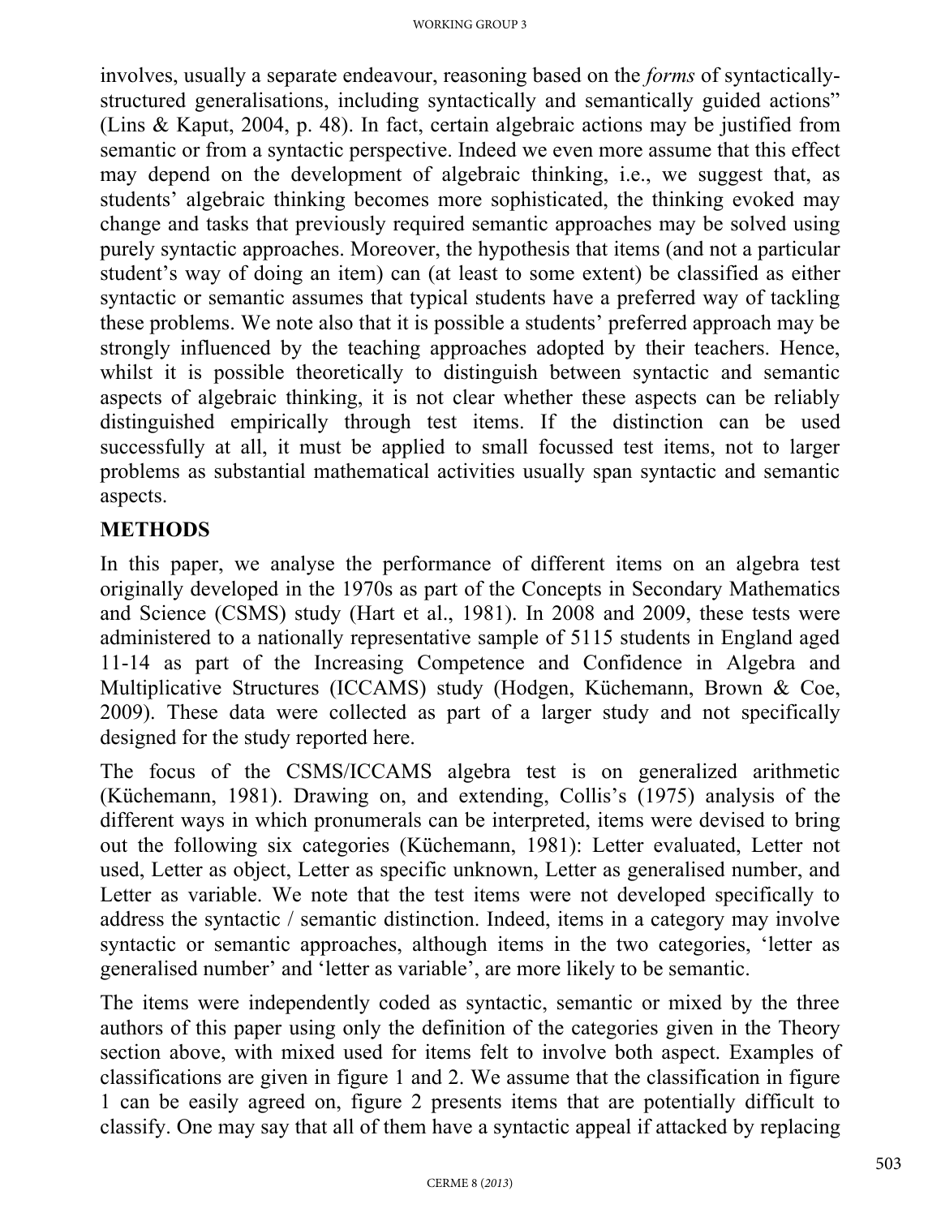involves, usually a separate endeavour, reasoning based on the *forms* of syntactically-structured generalisations, including syntactically and semantically guided actions" (Lins & Kaput, 2004, p. 48). In fact, certain algebraic actions may be justified from semantic or from a syntactic perspective. Indeed we even more assume that this effect may depend on the development of algebraic thinking, i.e., we suggest that, as students' algebraic thinking becomes more sophisticated, the thinking evoked may change and tasks that previously required semantic approaches may be solved using purely syntactic approaches. Moreover, the hypothesis that items (and not a particular student's way of doing an item) can (at least to some extent) be classified as either syntactic or semantic assumes that typical students have a preferred way of tackling these problems. We note also that it is possible a students' preferred approach may be strongly influenced by the teaching approaches adopted by their teachers. Hence, whilst it is possible theoretically to distinguish between syntactic and semantic aspects of algebraic thinking, it is not clear whether these aspects can be reliably distinguished empirically through test items. If the distinction can be used successfully at all, it must be applied to small focussed test items, not to larger problems as substantial mathematical activities usually span syntactic and semantic aspects.

## METHODS

In this paper, we analyse the performance of different items on an algebra test originally developed in the 1970s as part of the Concepts in Secondary Mathematics and Science (CSMS) study (Hart et al., 1981). In 2008 and 2009, these tests were administered to a nationally representative sample of 5115 students in England aged 11-14 as part of the Increasing Competence and Confidence in Algebra and Multiplicative Structures (ICCAMS) study (Hodgen, Küchemann, Brown & Coe, 2009). These data were collected as part of a larger study and not specifically designed for the study reported here.

The focus of the CSMS/ICCAMS algebra test is on generalized arithmetic (Küchemann, 1981). Drawing on, and extending, Collis's (1975) analysis of the different ways in which pronumerals can be interpreted, items were devised to bring out the following six categories (Küchemann, 1981): Letter evaluated, Letter not used, Letter as object, Letter as specific unknown, Letter as generalised number, and Letter as variable. We note that the test items were not developed specifically to address the syntactic / semantic distinction. Indeed, items in a category may involve syntactic or semantic approaches, although items in the two categories, 'letter as generalised number' and 'letter as variable', are more likely to be semantic.

The items were independently coded as syntactic, semantic or mixed by the three authors of this paper using only the definition of the categories given in the Theory section above, with mixed used for items felt to involve both aspect. Examples of classifications are given in figure 1 and 2. We assume that the classification in figure 1 can be easily agreed on, figure 2 presents items that are potentially difficult to classify. One may say that all of them have a syntactic appeal if attacked by replacing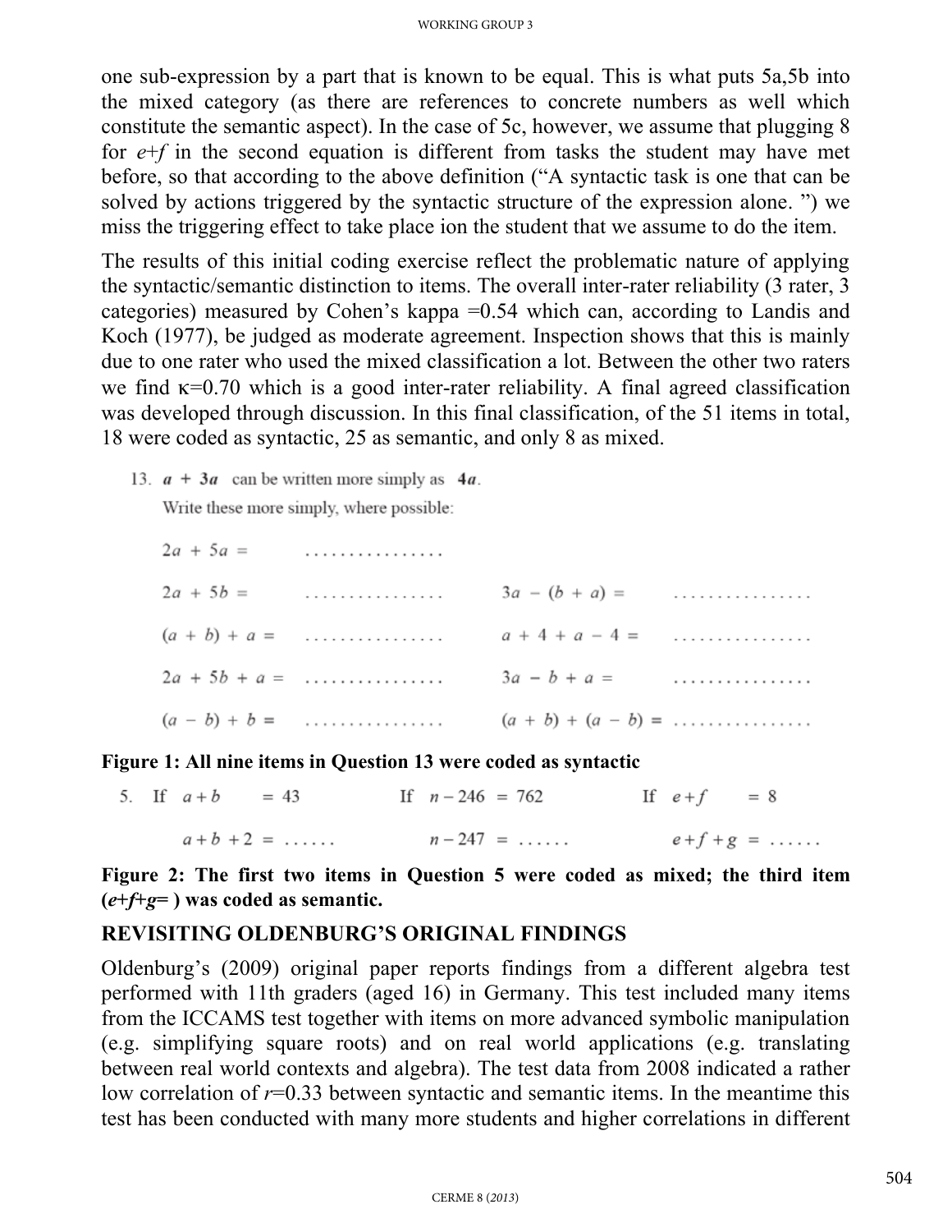one sub-expression by a part that is known to be equal. This is what puts 5a,5b into the mixed category (as there are references to concrete numbers as well which constitute the semantic aspect). In the case of 5c, however, we assume that plugging 8 for *e*+*f* in the second equation is different from tasks the student may have met before, so that according to the above definition ("A syntactic task is one that can be solved by actions triggered by the syntactic structure of the expression alone. ") we miss the triggering effect to take place ion the student that we assume to do the item.

The results of this initial coding exercise reflect the problematic nature of applying the syntactic/semantic distinction to items. The overall inter-rater reliability (3 rater, 3 categories) measured by Cohen's kappa =0.54 which can, according to Landis and Koch (1977), be judged as moderate agreement. Inspection shows that this is mainly due to one rater who used the mixed classification a lot. Between the other two raters we find $\kappa$=0.70 which is a good inter-rater reliability. A final agreed classification was developed through discussion. In this final classification, of the 51 items in total, 18 were coded as syntactic, 25 as semantic, and only 8 as mixed.

13. $a + 3a$ can be written more simply as $4a$.

Write these more simply, where possible:

| | | | |
|---|---|---|---|
| $2a + 5a =$ | ................ | | |
| $2a + 5b =$ | ................ | $3a - (b + a) =$ | ................ |
| $(a + b) + a =$ | ................ | $a + 4 + a - 4 =$ | ................ |
| $2a + 5b + a =$ | ................ | $3a - b + a =$ | ................ |
| $(a - b) + b =$ | ................ | $(a + b) + (a - b) =$ | ................ |

**Figure 1: All nine items in Question 13 were coded as syntactic**

5. If $a + b = 43$ &nbsp;&nbsp;&nbsp; If $n - 246 = 762$ &nbsp;&nbsp;&nbsp; If $e + f = 8$

$a + b + 2 =$ ...... &nbsp;&nbsp;&nbsp; $n - 247 =$ ...... &nbsp;&nbsp;&nbsp; $e + f + g =$ ......

**Figure 2: The first two items in Question 5 were coded as mixed; the third item (*e*+*f*+*g*= ) was coded as semantic.**

## REVISITING OLDENBURG'S ORIGINAL FINDINGS

Oldenburg's (2009) original paper reports findings from a different algebra test performed with 11th graders (aged 16) in Germany. This test included many items from the ICCAMS test together with items on more advanced symbolic manipulation (e.g. simplifying square roots) and on real world applications (e.g. translating between real world contexts and algebra). The test data from 2008 indicated a rather low correlation of $r$=0.33 between syntactic and semantic items. In the meantime this test has been conducted with many more students and higher correlations in different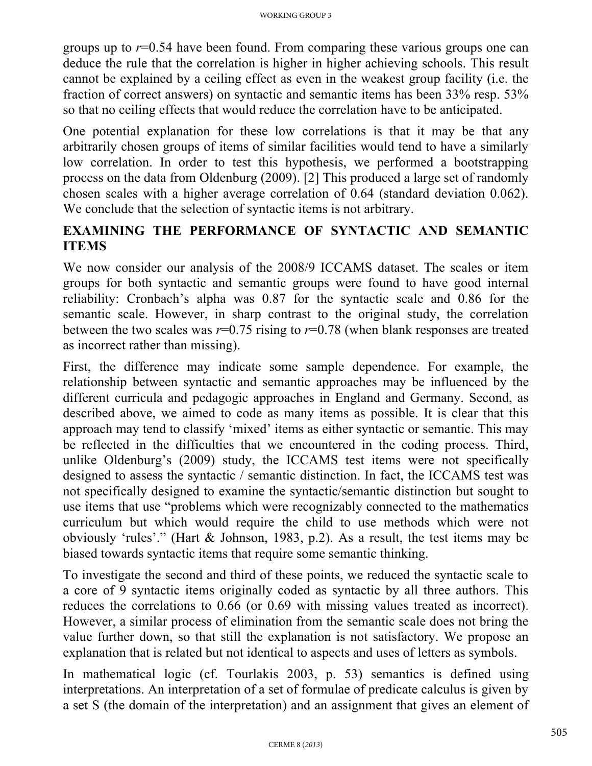groups up to $r$=0.54 have been found. From comparing these various groups one can deduce the rule that the correlation is higher in higher achieving schools. This result cannot be explained by a ceiling effect as even in the weakest group facility (i.e. the fraction of correct answers) on syntactic and semantic items has been 33% resp. 53% so that no ceiling effects that would reduce the correlation have to be anticipated.

One potential explanation for these low correlations is that it may be that any arbitrarily chosen groups of items of similar facilities would tend to have a similarly low correlation. In order to test this hypothesis, we performed a bootstrapping process on the data from Oldenburg (2009). [2] This produced a large set of randomly chosen scales with a higher average correlation of 0.64 (standard deviation 0.062). We conclude that the selection of syntactic items is not arbitrary.

## EXAMINING THE PERFORMANCE OF SYNTACTIC AND SEMANTIC ITEMS

We now consider our analysis of the 2008/9 ICCAMS dataset. The scales or item groups for both syntactic and semantic groups were found to have good internal reliability: Cronbach's alpha was 0.87 for the syntactic scale and 0.86 for the semantic scale. However, in sharp contrast to the original study, the correlation between the two scales was $r$=0.75 rising to $r$=0.78 (when blank responses are treated as incorrect rather than missing).

First, the difference may indicate some sample dependence. For example, the relationship between syntactic and semantic approaches may be influenced by the different curricula and pedagogic approaches in England and Germany. Second, as described above, we aimed to code as many items as possible. It is clear that this approach may tend to classify 'mixed' items as either syntactic or semantic. This may be reflected in the difficulties that we encountered in the coding process. Third, unlike Oldenburg's (2009) study, the ICCAMS test items were not specifically designed to assess the syntactic / semantic distinction. In fact, the ICCAMS test was not specifically designed to examine the syntactic/semantic distinction but sought to use items that use "problems which were recognizably connected to the mathematics curriculum but which would require the child to use methods which were not obviously 'rules'." (Hart & Johnson, 1983, p.2). As a result, the test items may be biased towards syntactic items that require some semantic thinking.

To investigate the second and third of these points, we reduced the syntactic scale to a core of 9 syntactic items originally coded as syntactic by all three authors. This reduces the correlations to 0.66 (or 0.69 with missing values treated as incorrect). However, a similar process of elimination from the semantic scale does not bring the value further down, so that still the explanation is not satisfactory. We propose an explanation that is related but not identical to aspects and uses of letters as symbols.

In mathematical logic (cf. Tourlakis 2003, p. 53) semantics is defined using interpretations. An interpretation of a set of formulae of predicate calculus is given by a set S (the domain of the interpretation) and an assignment that gives an element of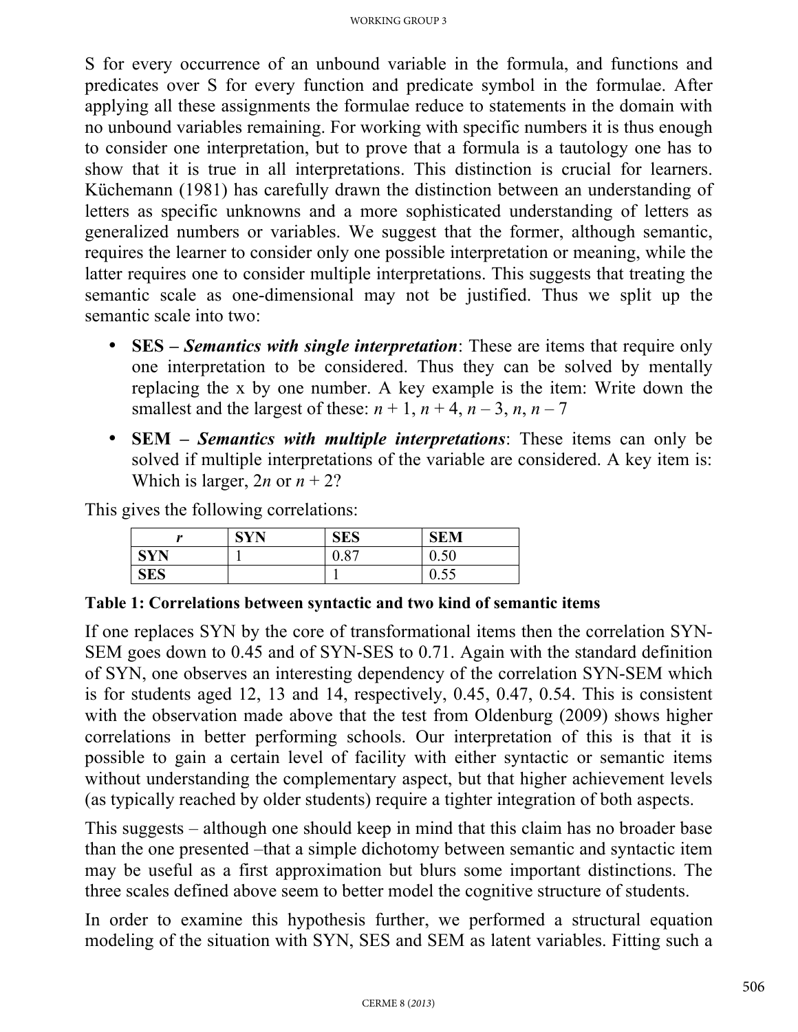S for every occurrence of an unbound variable in the formula, and functions and predicates over S for every function and predicate symbol in the formulae. After applying all these assignments the formulae reduce to statements in the domain with no unbound variables remaining. For working with specific numbers it is thus enough to consider one interpretation, but to prove that a formula is a tautology one has to show that it is true in all interpretations. This distinction is crucial for learners. Küchemann (1981) has carefully drawn the distinction between an understanding of letters as specific unknowns and a more sophisticated understanding of letters as generalized numbers or variables. We suggest that the former, although semantic, requires the learner to consider only one possible interpretation or meaning, while the latter requires one to consider multiple interpretations. This suggests that treating the semantic scale as one-dimensional may not be justified. Thus we split up the semantic scale into two:

- **SES – *Semantics with single interpretation***: These are items that require only one interpretation to be considered. Thus they can be solved by mentally replacing the x by one number. A key example is the item: Write down the smallest and the largest of these: $n + 1$, $n + 4$, $n – 3$, $n$, $n – 7$
- **SEM – *Semantics with multiple interpretations***: These items can only be solved if multiple interpretations of the variable are considered. A key item is: Which is larger, $2n$ or $n + 2$?

This gives the following correlations:

| *r* | SYN | SES | SEM |
|---|---|---|---|
| **SYN** | 1 | 0.87 | 0.50 |
| **SES** | | 1 | 0.55 |

**Table 1: Correlations between syntactic and two kind of semantic items**

If one replaces SYN by the core of transformational items then the correlation SYN-SEM goes down to 0.45 and of SYN-SES to 0.71. Again with the standard definition of SYN, one observes an interesting dependency of the correlation SYN-SEM which is for students aged 12, 13 and 14, respectively, 0.45, 0.47, 0.54. This is consistent with the observation made above that the test from Oldenburg (2009) shows higher correlations in better performing schools. Our interpretation of this is that it is possible to gain a certain level of facility with either syntactic or semantic items without understanding the complementary aspect, but that higher achievement levels (as typically reached by older students) require a tighter integration of both aspects.

This suggests – although one should keep in mind that this claim has no broader base than the one presented –that a simple dichotomy between semantic and syntactic item may be useful as a first approximation but blurs some important distinctions. The three scales defined above seem to better model the cognitive structure of students.

In order to examine this hypothesis further, we performed a structural equation modeling of the situation with SYN, SES and SEM as latent variables. Fitting such a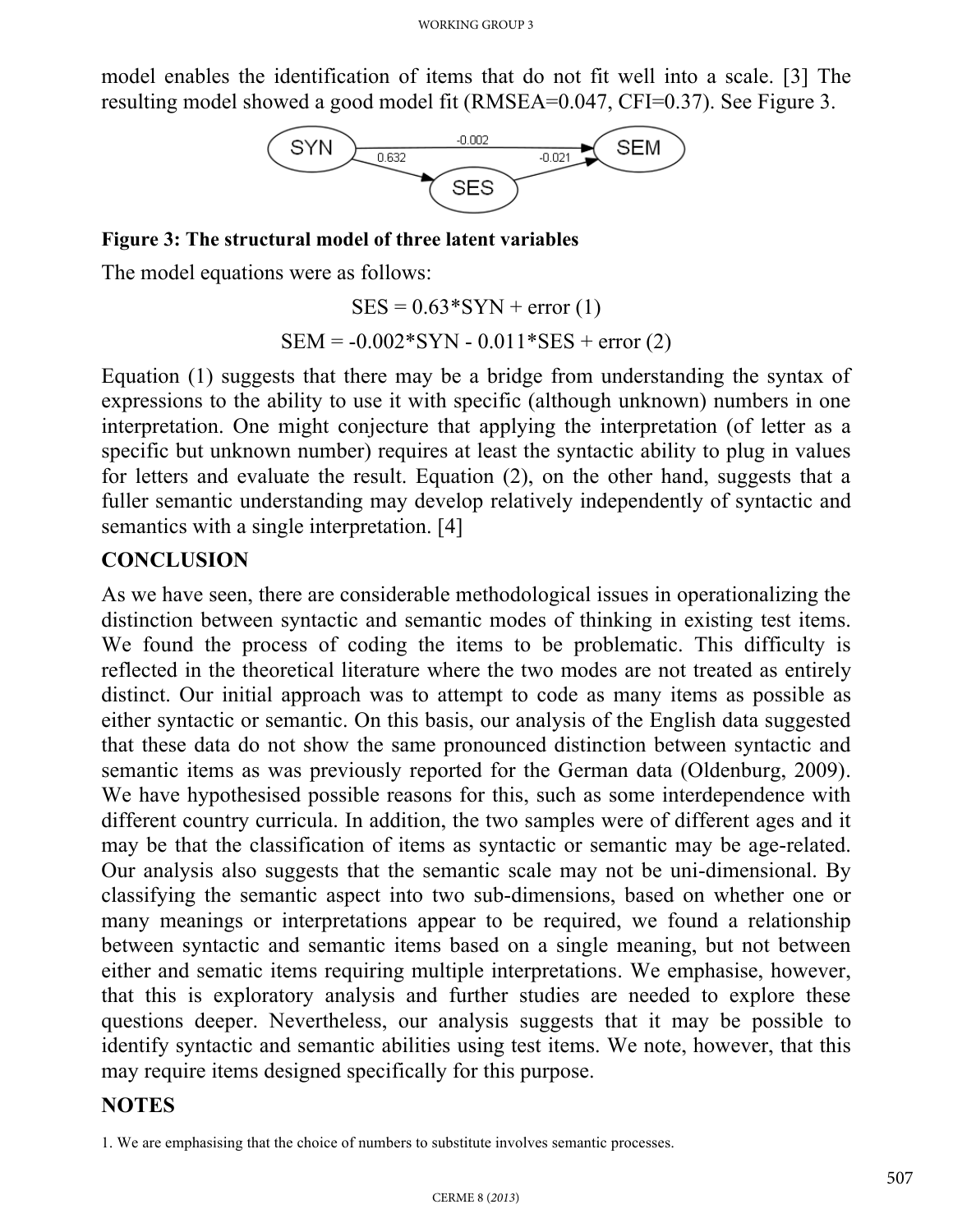model enables the identification of items that do not fit well into a scale. [3] The resulting model showed a good model fit (RMSEA=0.047, CFI=0.37). See Figure 3.

**Figure 3: The structural model of three latent variables**

The model equations were as follows:

$$SES = 0.63*SYN + error \quad (1)$$

$$SEM = -0.002*SYN - 0.011*SES + error \quad (2)$$

Equation (1) suggests that there may be a bridge from understanding the syntax of expressions to the ability to use it with specific (although unknown) numbers in one interpretation. One might conjecture that applying the interpretation (of letter as a specific but unknown number) requires at least the syntactic ability to plug in values for letters and evaluate the result. Equation (2), on the other hand, suggests that a fuller semantic understanding may develop relatively independently of syntactic and semantics with a single interpretation. [4]

## CONCLUSION

As we have seen, there are considerable methodological issues in operationalizing the distinction between syntactic and semantic modes of thinking in existing test items. We found the process of coding the items to be problematic. This difficulty is reflected in the theoretical literature where the two modes are not treated as entirely distinct. Our initial approach was to attempt to code as many items as possible as either syntactic or semantic. On this basis, our analysis of the English data suggested that these data do not show the same pronounced distinction between syntactic and semantic items as was previously reported for the German data (Oldenburg, 2009). We have hypothesised possible reasons for this, such as some interdependence with different country curricula. In addition, the two samples were of different ages and it may be that the classification of items as syntactic or semantic may be age-related. Our analysis also suggests that the semantic scale may not be uni-dimensional. By classifying the semantic aspect into two sub-dimensions, based on whether one or many meanings or interpretations appear to be required, we found a relationship between syntactic and semantic items based on a single meaning, but not between either and sematic items requiring multiple interpretations. We emphasise, however, that this is exploratory analysis and further studies are needed to explore these questions deeper. Nevertheless, our analysis suggests that it may be possible to identify syntactic and semantic abilities using test items. We note, however, that this may require items designed specifically for this purpose.

## NOTES

1. We are emphasising that the choice of numbers to substitute involves semantic processes.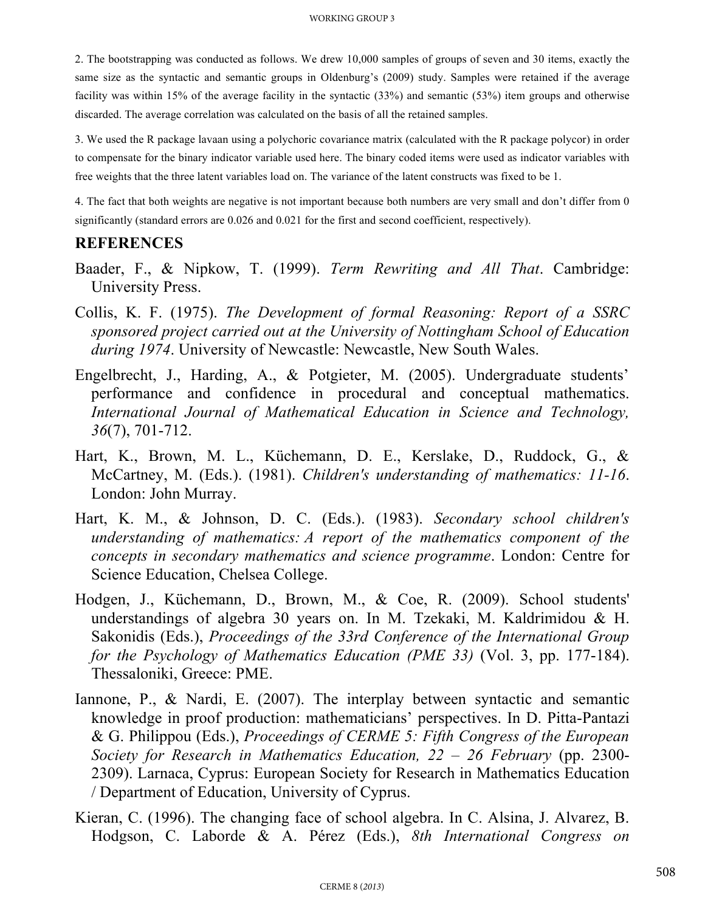2. The bootstrapping was conducted as follows. We drew 10,000 samples of groups of seven and 30 items, exactly the same size as the syntactic and semantic groups in Oldenburg's (2009) study. Samples were retained if the average facility was within 15% of the average facility in the syntactic (33%) and semantic (53%) item groups and otherwise discarded. The average correlation was calculated on the basis of all the retained samples.

3. We used the R package lavaan using a polychoric covariance matrix (calculated with the R package polycor) in order to compensate for the binary indicator variable used here. The binary coded items were used as indicator variables with free weights that the three latent variables load on. The variance of the latent constructs was fixed to be 1.

4. The fact that both weights are negative is not important because both numbers are very small and don't differ from 0 significantly (standard errors are 0.026 and 0.021 for the first and second coefficient, respectively).

## REFERENCES

Baader, F., & Nipkow, T. (1999). *Term Rewriting and All That*. Cambridge: University Press.

Collis, K. F. (1975). *The Development of formal Reasoning: Report of a SSRC sponsored project carried out at the University of Nottingham School of Education during 1974*. University of Newcastle: Newcastle, New South Wales.

Engelbrecht, J., Harding, A., & Potgieter, M. (2005). Undergraduate students' performance and confidence in procedural and conceptual mathematics. *International Journal of Mathematical Education in Science and Technology, 36*(7), 701-712.

Hart, K., Brown, M. L., Küchemann, D. E., Kerslake, D., Ruddock, G., & McCartney, M. (Eds.). (1981). *Children's understanding of mathematics: 11-16*. London: John Murray.

Hart, K. M., & Johnson, D. C. (Eds.). (1983). *Secondary school children's understanding of mathematics: A report of the mathematics component of the concepts in secondary mathematics and science programme*. London: Centre for Science Education, Chelsea College.

Hodgen, J., Küchemann, D., Brown, M., & Coe, R. (2009). School students' understandings of algebra 30 years on. In M. Tzekaki, M. Kaldrimidou & H. Sakonidis (Eds.), *Proceedings of the 33rd Conference of the International Group for the Psychology of Mathematics Education (PME 33)* (Vol. 3, pp. 177-184). Thessaloniki, Greece: PME.

Iannone, P., & Nardi, E. (2007). The interplay between syntactic and semantic knowledge in proof production: mathematicians' perspectives. In D. Pitta-Pantazi & G. Philippou (Eds.), *Proceedings of CERME 5: Fifth Congress of the European Society for Research in Mathematics Education, 22 – 26 February* (pp. 2300-2309). Larnaca, Cyprus: European Society for Research in Mathematics Education / Department of Education, University of Cyprus.

Kieran, C. (1996). The changing face of school algebra. In C. Alsina, J. Alvarez, B. Hodgson, C. Laborde & A. Pérez (Eds.), *8th International Congress on*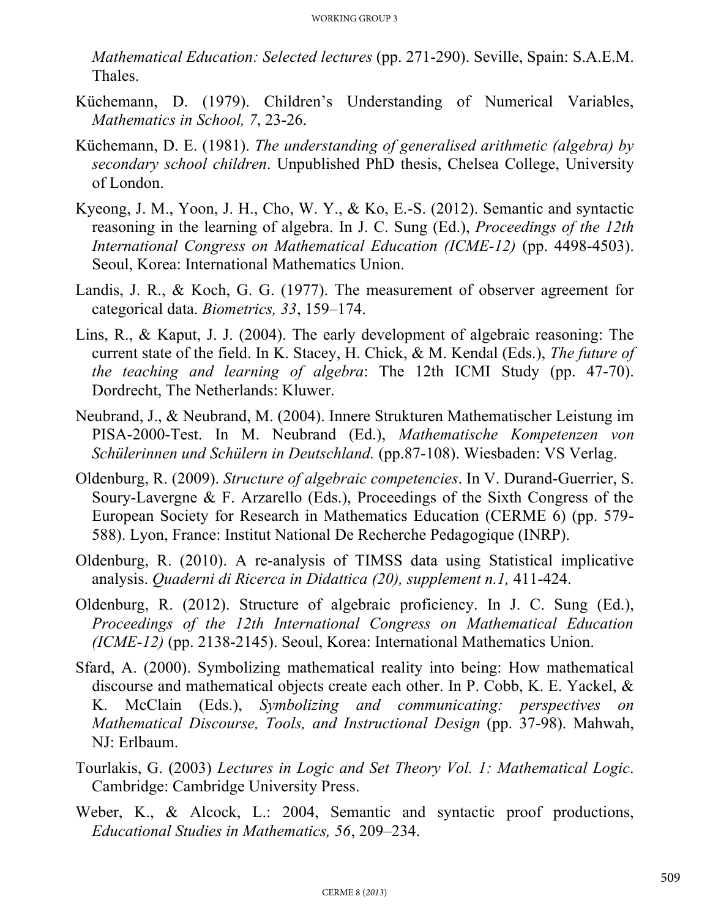*Mathematical Education: Selected lectures* (pp. 271-290). Seville, Spain: S.A.E.M. Thales.

Küchemann, D. (1979). Children's Understanding of Numerical Variables, *Mathematics in School, 7*, 23-26.

Küchemann, D. E. (1981). *The understanding of generalised arithmetic (algebra) by secondary school children*. Unpublished PhD thesis, Chelsea College, University of London.

Kyeong, J. M., Yoon, J. H., Cho, W. Y., & Ko, E.-S. (2012). Semantic and syntactic reasoning in the learning of algebra. In J. C. Sung (Ed.), *Proceedings of the 12th International Congress on Mathematical Education (ICME-12)* (pp. 4498-4503). Seoul, Korea: International Mathematics Union.

Landis, J. R., & Koch, G. G. (1977). The measurement of observer agreement for categorical data. *Biometrics, 33*, 159–174.

Lins, R., & Kaput, J. J. (2004). The early development of algebraic reasoning: The current state of the field. In K. Stacey, H. Chick, & M. Kendal (Eds.), *The future of the teaching and learning of algebra*: The 12th ICMI Study (pp. 47-70). Dordrecht, The Netherlands: Kluwer.

Neubrand, J., & Neubrand, M. (2004). Innere Strukturen Mathematischer Leistung im PISA-2000-Test. In M. Neubrand (Ed.), *Mathematische Kompetenzen von Schülerinnen und Schülern in Deutschland.* (pp.87-108). Wiesbaden: VS Verlag.

Oldenburg, R. (2009). *Structure of algebraic competencies*. In V. Durand-Guerrier, S. Soury-Lavergne & F. Arzarello (Eds.), Proceedings of the Sixth Congress of the European Society for Research in Mathematics Education (CERME 6) (pp. 579-588). Lyon, France: Institut National De Recherche Pedagogique (INRP).

Oldenburg, R. (2010). A re-analysis of TIMSS data using Statistical implicative analysis. *Quaderni di Ricerca in Didattica (20), supplement n.1,* 411-424.

Oldenburg, R. (2012). Structure of algebraic proficiency. In J. C. Sung (Ed.), *Proceedings of the 12th International Congress on Mathematical Education (ICME-12)* (pp. 2138-2145). Seoul, Korea: International Mathematics Union.

Sfard, A. (2000). Symbolizing mathematical reality into being: How mathematical discourse and mathematical objects create each other. In P. Cobb, K. E. Yackel, & K. McClain (Eds.), *Symbolizing and communicating: perspectives on Mathematical Discourse, Tools, and Instructional Design* (pp. 37-98). Mahwah, NJ: Erlbaum.

Tourlakis, G. (2003) *Lectures in Logic and Set Theory Vol. 1: Mathematical Logic*. Cambridge: Cambridge University Press.

Weber, K., & Alcock, L.: 2004, Semantic and syntactic proof productions, *Educational Studies in Mathematics, 56*, 209–234.